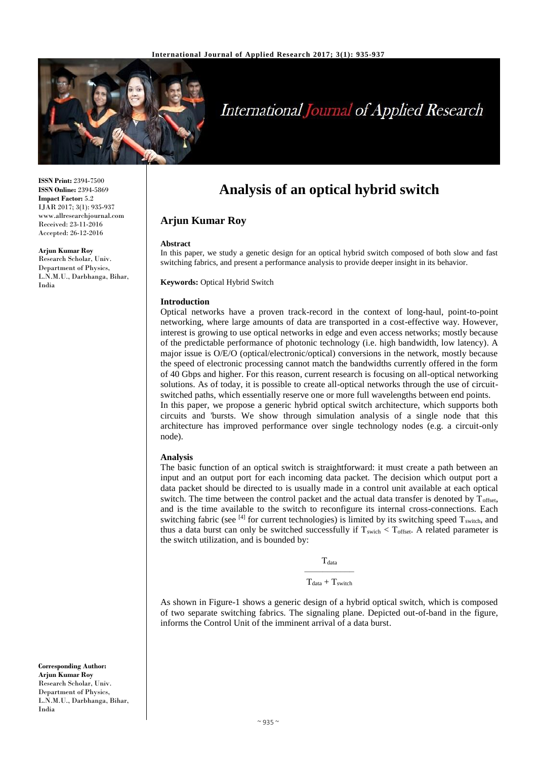**ISSN Print:** 2394-7500
**ISSN Online:** 2394-5869
**Impact Factor:** 5.2
IJAR 2017; 3(1): 935-937
www.allresearchjournal.com
Received: 23-11-2016
Accepted: 26-12-2016

**Arjun Kumar Roy**
Research Scholar, Univ. Department of Physics, L.N.M.U., Darbhanga, Bihar, India

**Corresponding Author:**
**Arjun Kumar Roy**
Research Scholar, Univ. Department of Physics, L.N.M.U., Darbhanga, Bihar, India

# Analysis of an optical hybrid switch

## Arjun Kumar Roy

### Abstract

In this paper, we study a genetic design for an optical hybrid switch composed of both slow and fast switching fabrics, and present a performance analysis to provide deeper insight in its behavior.

**Keywords:** Optical Hybrid Switch

### Introduction

Optical networks have a proven track-record in the context of long-haul, point-to-point networking, where large amounts of data are transported in a cost-effective way. However, interest is growing to use optical networks in edge and even access networks; mostly because of the predictable performance of photonic technology (i.e. high bandwidth, low latency). A major issue is O/E/O (optical/electronic/optical) conversions in the network, mostly because the speed of electronic processing cannot match the bandwidths currently offered in the form of 40 Gbps and higher. For this reason, current research is focusing on all-optical networking solutions. As of today, it is possible to create all-optical networks through the use of circuit-switched paths, which essentially reserve one or more full wavelengths between end points.

In this paper, we propose a generic hybrid optical switch architecture, which supports both circuits and 'bursts. We show through simulation analysis of a single node that this architecture has improved performance over single technology nodes (e.g. a circuit-only node).

### Analysis

The basic function of an optical switch is straightforward: it must create a path between an input and an output port for each incoming data packet. The decision which output port a data packet should be directed to is usually made in a control unit available at each optical switch. The time between the control packet and the actual data transfer is denoted by $T_{offset}$, and is the time available to the switch to reconfigure its internal cross-connections. Each switching fabric (see [4] for current technologies) is limited by its switching speed $T_{switch}$, and thus a data burst can only be switched successfully if $T_{swich} < T_{offset}$. A related parameter is the switch utilization, and is bounded by:

$$\frac{T_{data}}{T_{data} + T_{switch}}$$

As shown in Figure-1 shows a generic design of a hybrid optical switch, which is composed of two separate switching fabrics. The signaling plane. Depicted out-of-band in the figure, informs the Control Unit of the imminent arrival of a data burst.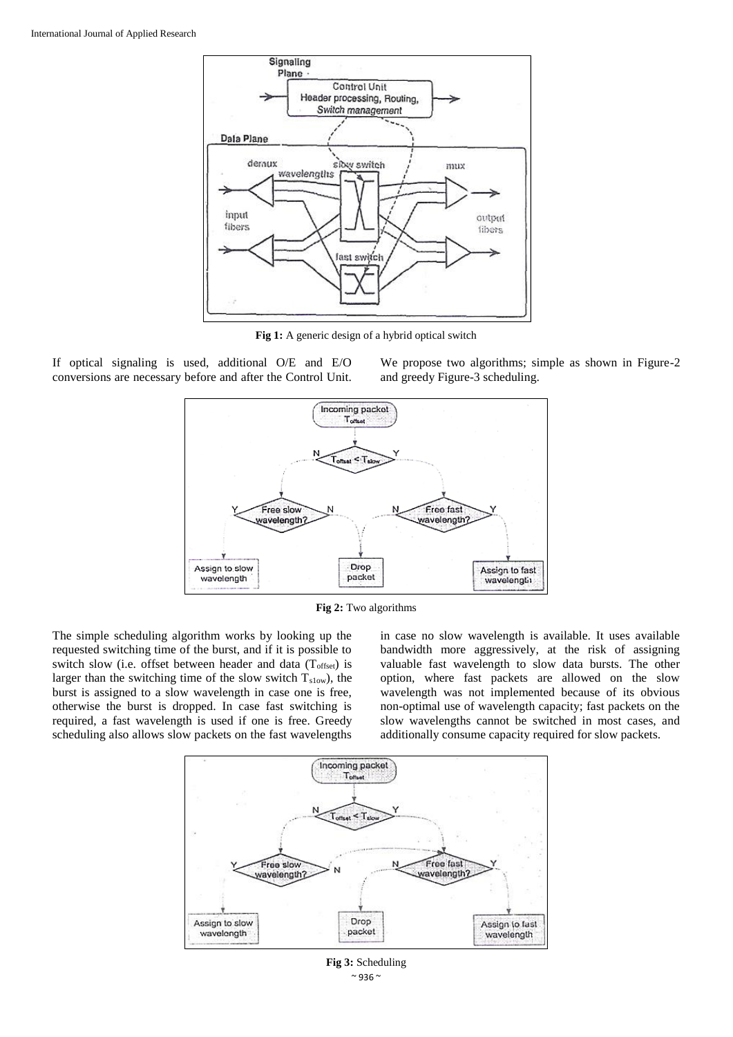Fig 1: A generic design of a hybrid optical switch

If optical signaling is used, additional O/E and E/O conversions are necessary before and after the Control Unit.

We propose two algorithms; simple as shown in Figure-2 and greedy Figure-3 scheduling.

Fig 2: Two algorithms

The simple scheduling algorithm works by looking up the requested switching time of the burst, and if it is possible to switch slow (i.e. offset between header and data ($T_{offset}$) is larger than the switching time of the slow switch $T_{slow}$), the burst is assigned to a slow wavelength in case one is free, otherwise the burst is dropped. In case fast switching is required, a fast wavelength is used if one is free. Greedy scheduling also allows slow packets on the fast wavelengths in case no slow wavelength is available. It uses available bandwidth more aggressively, at the risk of assigning valuable fast wavelength to slow data bursts. The other option, where fast packets are allowed on the slow wavelength was not implemented because of its obvious non-optimal use of wavelength capacity; fast packets on the slow wavelengths cannot be switched in most cases, and additionally consume capacity required for slow packets.

Fig 3: Scheduling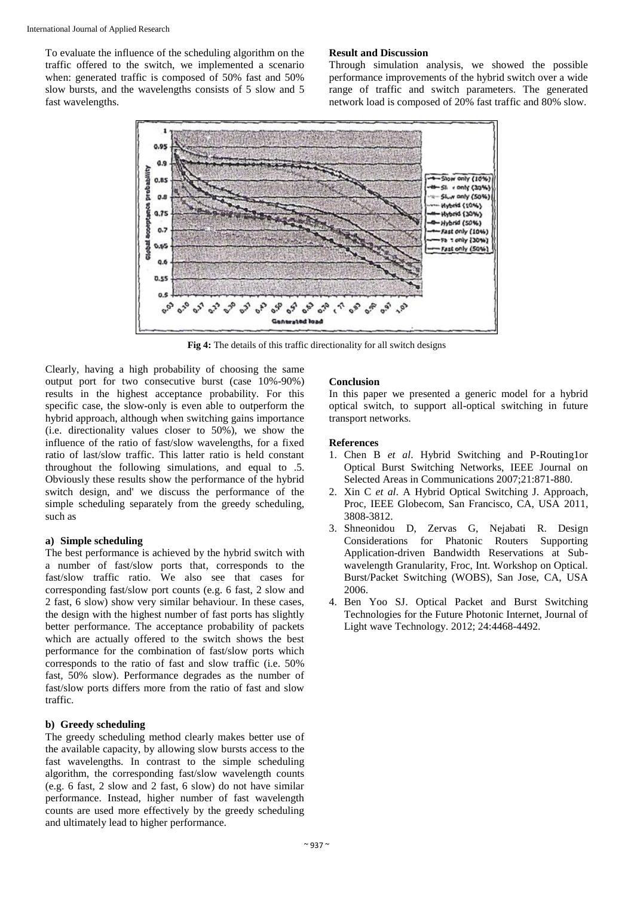To evaluate the influence of the scheduling algorithm on the traffic offered to the switch, we implemented a scenario when: generated traffic is composed of 50% fast and 50% slow bursts, and the wavelengths consists of 5 slow and 5 fast wavelengths.

## Result and Discussion

Through simulation analysis, we showed the possible performance improvements of the hybrid switch over a wide range of traffic and switch parameters. The generated network load is composed of 20% fast traffic and 80% slow.

Global acceptance probability
1
0.95
0.9
0.85
0.8
0.75
0.7
0.65
0.6
0.55
0.5
0.03 0.10 0.17 0.23 0.30 0.37 0.43 0.50 0.57 0.63 0.70 0.77 0.83 0.90 0.97 1.03
Generated load
Slow only (10%)
Slow only (30%)
Slow only (50%)
Hybrid (10%)
Hybrid (30%)
Hybrid (50%)
Fast only (10%)
Fast only (30%)
Fast only (50%)

**Fig 4:** The details of this traffic directionality for all switch designs

Clearly, having a high probability of choosing the same output port for two consecutive burst (case 10%-90%) results in the highest acceptance probability. For this specific case, the slow-only is even able to outperform the hybrid approach, although when switching gains importance (i.e. directionality values closer to 50%), we show the influence of the ratio of fast/slow wavelengths, for a fixed ratio of last/slow traffic. This latter ratio is held constant throughout the following simulations, and equal to .5. Obviously these results show the performance of the hybrid switch design, and' we discuss the performance of the simple scheduling separately from the greedy scheduling, such as

### a) Simple scheduling

The best performance is achieved by the hybrid switch with a number of fast/slow ports that, corresponds to the fast/slow traffic ratio. We also see that cases for corresponding fast/slow port counts (e.g. 6 fast, 2 slow and 2 fast, 6 slow) show very similar behaviour. In these cases, the design with the highest number of fast ports has slightly better performance. The acceptance probability of packets which are actually offered to the switch shows the best performance for the combination of fast/slow ports which corresponds to the ratio of fast and slow traffic (i.e. 50% fast, 50% slow). Performance degrades as the number of fast/slow ports differs more from the ratio of fast and slow traffic.

### b) Greedy scheduling

The greedy scheduling method clearly makes better use of the available capacity, by allowing slow bursts access to the fast wavelengths. In contrast to the simple scheduling algorithm, the corresponding fast/slow wavelength counts (e.g. 6 fast, 2 slow and 2 fast, 6 slow) do not have similar performance. Instead, higher number of fast wavelength counts are used more effectively by the greedy scheduling and ultimately lead to higher performance.

## Conclusion

In this paper we presented a generic model for a hybrid optical switch, to support all-optical switching in future transport networks.

## References

1. Chen B *et al*. Hybrid Switching and P-Routing1or Optical Burst Switching Networks, IEEE Journal on Selected Areas in Communications 2007;21:871-880.
2. Xin C *et al*. A Hybrid Optical Switching J. Approach, Proc, IEEE Globecom, San Francisco, CA, USA 2011, 3808-3812.
3. Shneonidou D, Zervas G, Nejabati R. Design Considerations for Phatonic Routers Supporting Application-driven Bandwidth Reservations at Sub-wavelength Granularity, Froc, Int. Workshop on Optical. Burst/Packet Switching (WOBS), San Jose, CA, USA 2006.
4. Ben Yoo SJ. Optical Packet and Burst Switching Technologies for the Future Photonic Internet, Journal of Light wave Technology. 2012; 24:4468-4492.